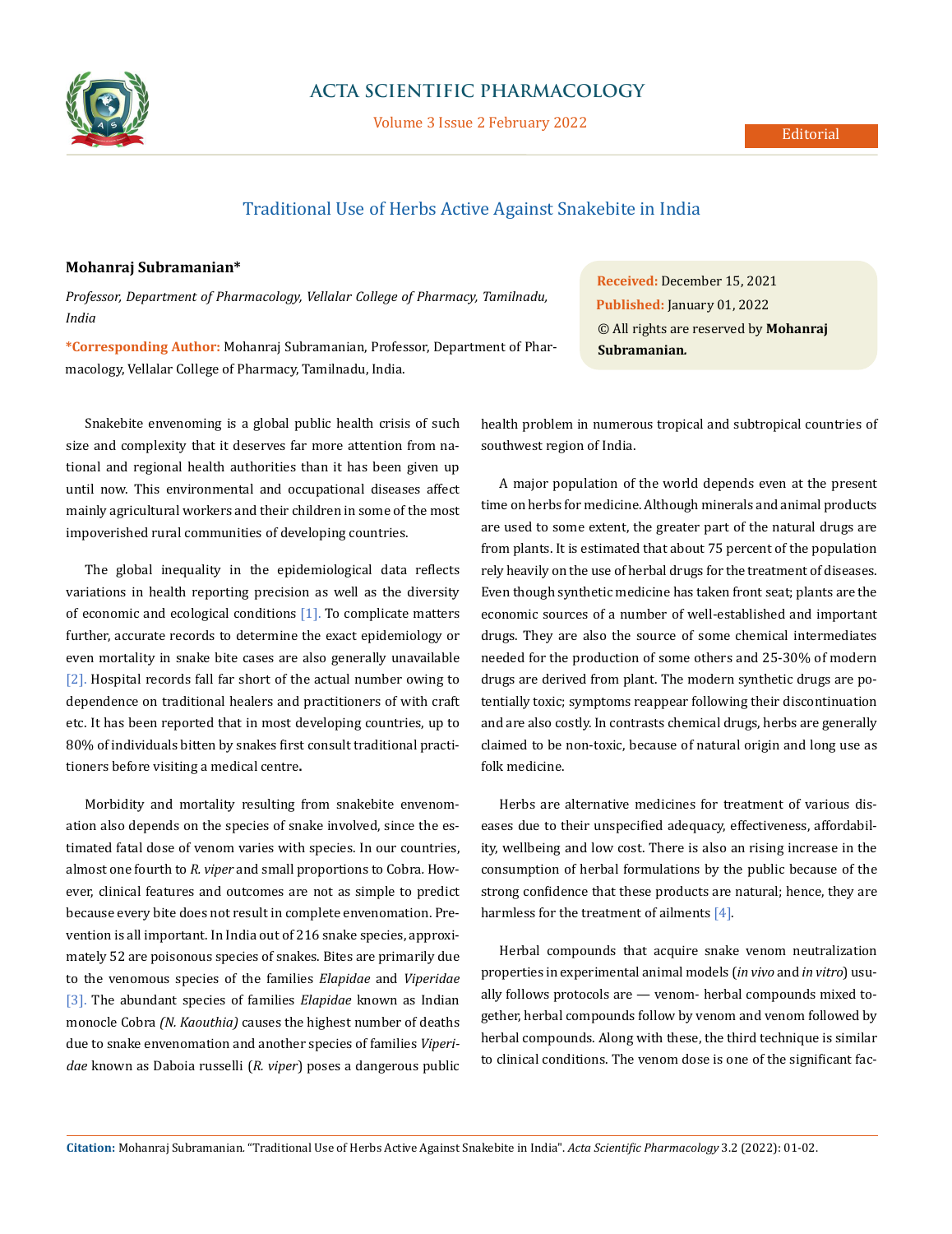# Traditional Use of Herbs Active Against Snakebite in India

**Mohanraj Subramanian***

*Professor, Department of Pharmacology, Vellalar College of Pharmacy, Tamilnadu, India*

***Corresponding Author:** Mohanraj Subramanian, Professor, Department of Pharmacology, Vellalar College of Pharmacy, Tamilnadu, India.

**Received:** December 15, 2021
**Published:** January 01, 2022
© All rights are reserved by **Mohanraj Subramanian.**

Snakebite envenoming is a global public health crisis of such size and complexity that it deserves far more attention from national and regional health authorities than it has been given up until now. This environmental and occupational diseases affect mainly agricultural workers and their children in some of the most impoverished rural communities of developing countries.

The global inequality in the epidemiological data reflects variations in health reporting precision as well as the diversity of economic and ecological conditions [1]. To complicate matters further, accurate records to determine the exact epidemiology or even mortality in snake bite cases are also generally unavailable [2]. Hospital records fall far short of the actual number owing to dependence on traditional healers and practitioners of with craft etc. It has been reported that in most developing countries, up to 80% of individuals bitten by snakes first consult traditional practitioners before visiting a medical centre**.**

Morbidity and mortality resulting from snakebite envenomation also depends on the species of snake involved, since the estimated fatal dose of venom varies with species. In our countries, almost one fourth to *R. viper* and small proportions to Cobra. However, clinical features and outcomes are not as simple to predict because every bite does not result in complete envenomation. Prevention is all important. In India out of 216 snake species, approximately 52 are poisonous species of snakes. Bites are primarily due to the venomous species of the families *Elapidae* and *Viperidae* [3]. The abundant species of families *Elapidae* known as Indian monocle Cobra *(N. Kaouthia)* causes the highest number of deaths due to snake envenomation and another species of families *Viperidae* known as Daboia russelli (*R. viper*) poses a dangerous public health problem in numerous tropical and subtropical countries of southwest region of India.

A major population of the world depends even at the present time on herbs for medicine. Although minerals and animal products are used to some extent, the greater part of the natural drugs are from plants. It is estimated that about 75 percent of the population rely heavily on the use of herbal drugs for the treatment of diseases. Even though synthetic medicine has taken front seat; plants are the economic sources of a number of well-established and important drugs. They are also the source of some chemical intermediates needed for the production of some others and 25-30% of modern drugs are derived from plant. The modern synthetic drugs are potentially toxic; symptoms reappear following their discontinuation and are also costly. In contrasts chemical drugs, herbs are generally claimed to be non-toxic, because of natural origin and long use as folk medicine.

Herbs are alternative medicines for treatment of various diseases due to their unspecified adequacy, effectiveness, affordability, wellbeing and low cost. There is also an rising increase in the consumption of herbal formulations by the public because of the strong confidence that these products are natural; hence, they are harmless for the treatment of ailments [4].

Herbal compounds that acquire snake venom neutralization properties in experimental animal models (*in vivo* and *in vitro*) usually follows protocols are — venom- herbal compounds mixed together, herbal compounds follow by venom and venom followed by herbal compounds. Along with these, the third technique is similar to clinical conditions. The venom dose is one of the significant fac-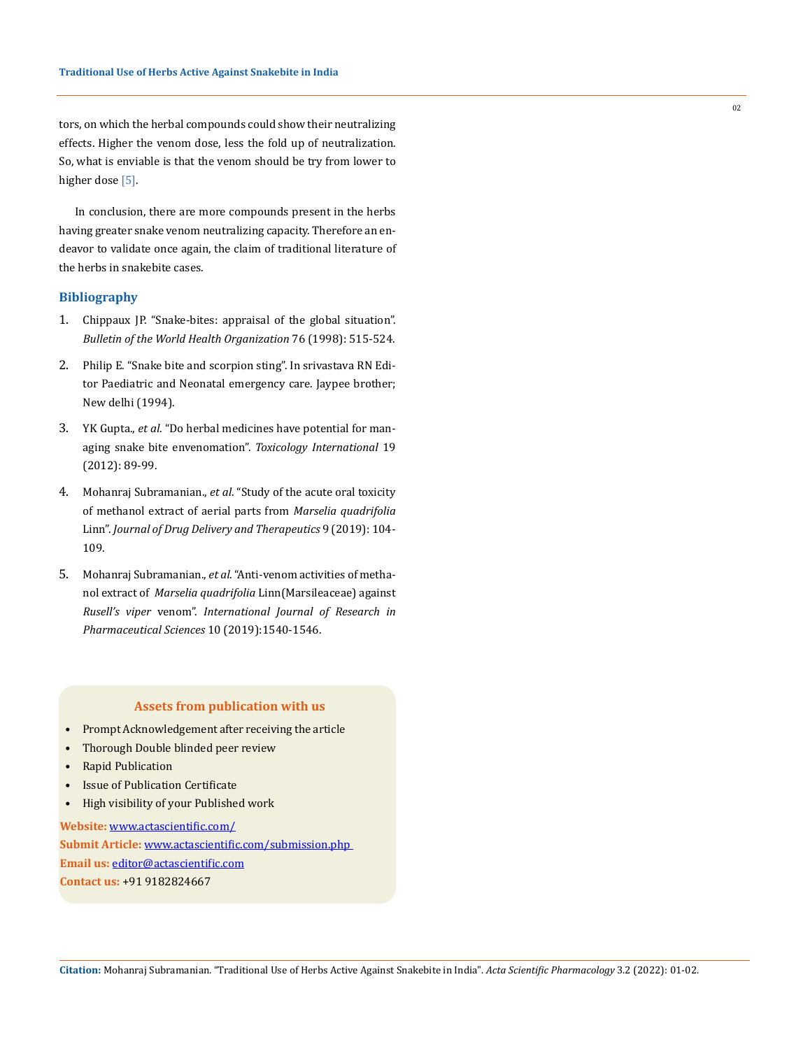tors, on which the herbal compounds could show their neutralizing effects. Higher the venom dose, less the fold up of neutralization. So, what is enviable is that the venom should be try from lower to higher dose [5].

In conclusion, there are more compounds present in the herbs having greater snake venom neutralizing capacity. Therefore an endeavor to validate once again, the claim of traditional literature of the herbs in snakebite cases.

## Bibliography

1. Chippaux JP. "Snake-bites: appraisal of the global situation". *Bulletin of the World Health Organization* 76 (1998): 515-524.
2. Philip E. "Snake bite and scorpion sting". In srivastava RN Editor Paediatric and Neonatal emergency care. Jaypee brother; New delhi (1994).
3. YK Gupta., *et al*. "Do herbal medicines have potential for managing snake bite envenomation". *Toxicology International* 19 (2012): 89-99.
4. Mohanraj Subramanian., *et al*. "Study of the acute oral toxicity of methanol extract of aerial parts from *Marselia quadrifolia* Linn". *Journal of Drug Delivery and Therapeutics* 9 (2019): 104-109.
5. Mohanraj Subramanian., *et al*. "Anti-venom activities of methanol extract of *Marselia quadrifolia* Linn(Marsileaceae) against *Rusell's viper* venom". *International Journal of Research in Pharmaceutical Sciences* 10 (2019):1540-1546.

**Assets from publication with us**

- Prompt Acknowledgement after receiving the article
- Thorough Double blinded peer review
- Rapid Publication
- Issue of Publication Certificate
- High visibility of your Published work

**Website:** www.actascientific.com/
**Submit Article:** www.actascientific.com/submission.php
**Email us:** editor@actascientific.com
**Contact us:** +91 9182824667

**Citation:** Mohanraj Subramanian. "Traditional Use of Herbs Active Against Snakebite in India". *Acta Scientific Pharmacology* 3.2 (2022): 01-02.